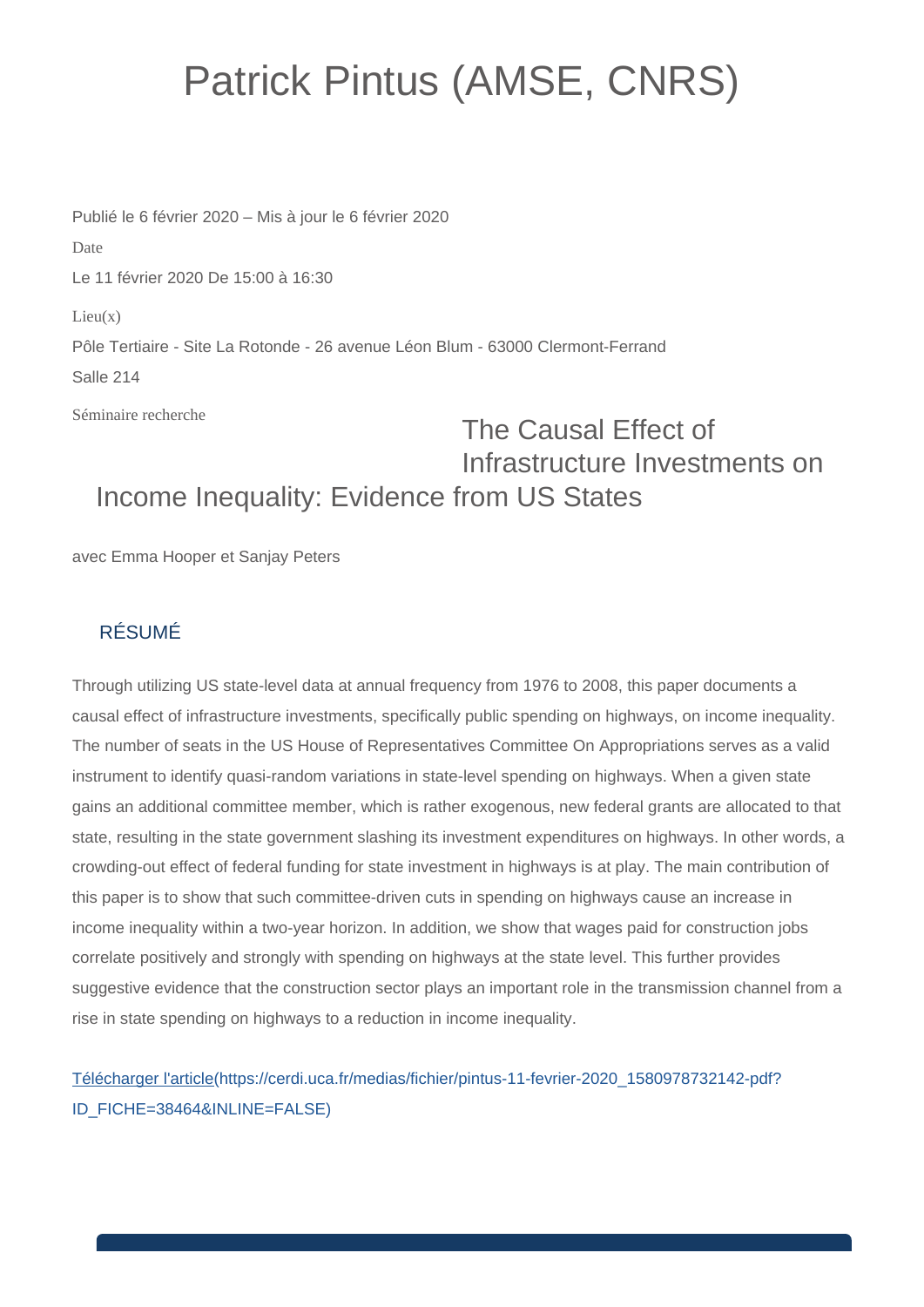# Patrick Pintus (AMSE, CNRS)

Publié le 6 février 2020 – Mis à jour le 6 février 2020

Date

Le 11 février 2020 De 15:00 à 16:30

Lieu(x)

Pôle Tertiaire - Site La Rotonde - 26 avenue Léon Blum - 63000 Clermont-Ferrand

Salle 214

Séminaire recherche

## The Causal Effect of Infrastructure Investments on Income Inequality: Evidence from US States

avec Emma Hooper et Sanjay Peters

### RÉSUMÉ

Through utilizing US state-level data at annual frequency from 1976 to 2008, this paper documents a causal effect of infrastructure investments, specifically public spending on highways, on income inequality. The number of seats in the US House of Representatives Committee On Appropriations serves as a valid instrument to identify quasi-random variations in state-level spending on highways. When a given state gains an additional committee member, which is rather exogenous, new federal grants are allocated to that state, resulting in the state government slashing its investment expenditures on highways. In other words, a crowding-out effect of federal funding for state investment in highways is at play. The main contribution of this paper is to show that such committee-driven cuts in spending on highways cause an increase in income inequality within a two-year horizon. In addition, we show that wages paid for construction jobs correlate positively and strongly with spending on highways at the state level. This further provides suggestive evidence that the construction sector plays an important role in the transmission channel from a rise in state spending on highways to a reduction in income inequality.

[Télécharger l'article](https://cerdi.uca.fr/medias/fichier/pintus-11-fevrier-2020_1580978732142-pdf?ID_FICHE=38464&INLINE=FALSE)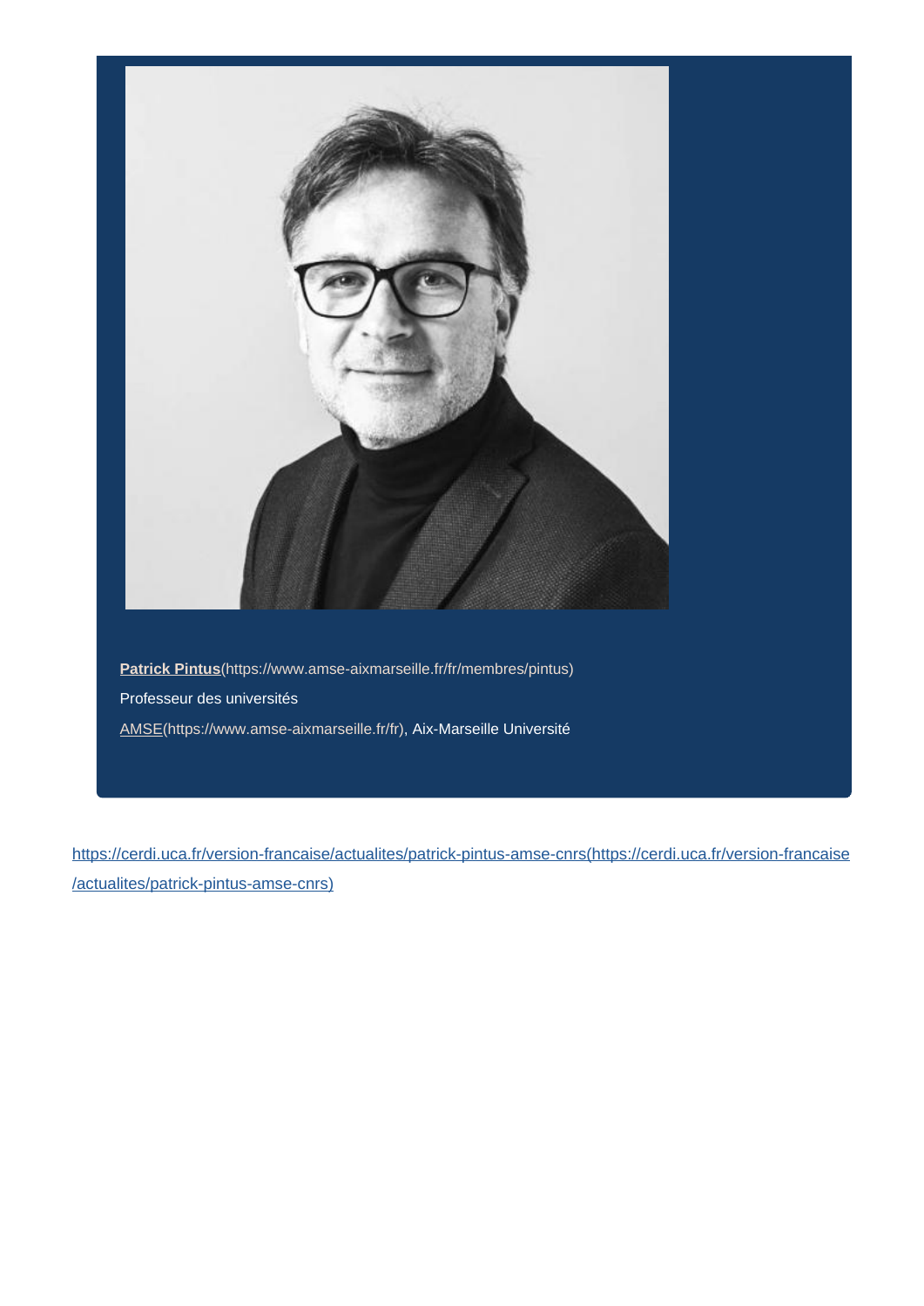**Patrick Pintus**(https://www.amse-aixmarseille.fr/fr/membres/pintus)

Professeur des universités

AMSE(https://www.amse-aixmarseille.fr/fr), Aix-Marseille Université

https://cerdi.uca.fr/version-francaise/actualites/patrick-pintus-amse-cnrs(https://cerdi.uca.fr/version-francaise/actualites/patrick-pintus-amse-cnrs)